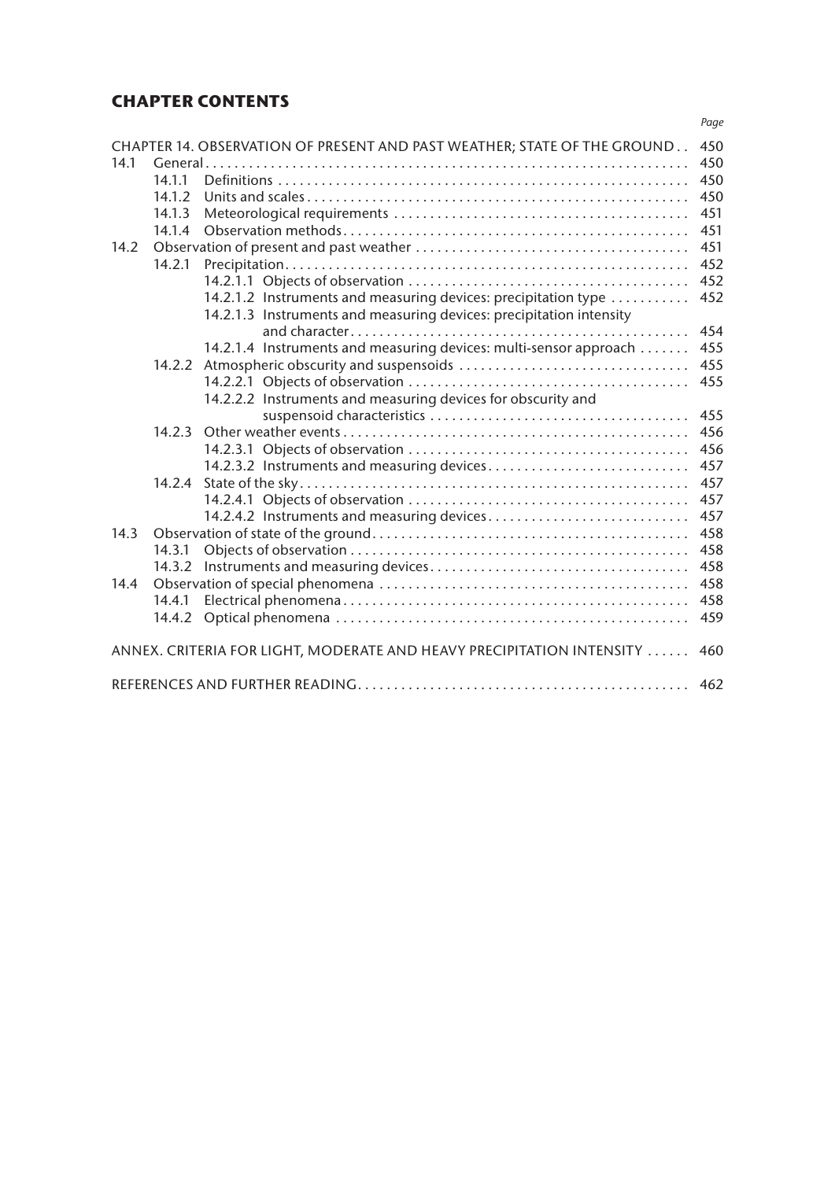## CHAPTER CONTENTS

| | | Page |
|---|---|---|
| CHAPTER 14. OBSERVATION OF PRESENT AND PAST WEATHER; STATE OF THE GROUND | | 450 |
| 14.1 | General | 450 |
| | 14.1.1 Definitions | 450 |
| | 14.1.2 Units and scales | 450 |
| | 14.1.3 Meteorological requirements | 451 |
| | 14.1.4 Observation methods | 451 |
| 14.2 | Observation of present and past weather | 451 |
| | 14.2.1 Precipitation | 452 |
| | 14.2.1.1 Objects of observation | 452 |
| | 14.2.1.2 Instruments and measuring devices: precipitation type | 452 |
| | 14.2.1.3 Instruments and measuring devices: precipitation intensity and character | 454 |
| | 14.2.1.4 Instruments and measuring devices: multi-sensor approach | 455 |
| | 14.2.2 Atmospheric obscurity and suspensoids | 455 |
| | 14.2.2.1 Objects of observation | 455 |
| | 14.2.2.2 Instruments and measuring devices for obscurity and suspensoid characteristics | 455 |
| | 14.2.3 Other weather events | 456 |
| | 14.2.3.1 Objects of observation | 456 |
| | 14.2.3.2 Instruments and measuring devices | 457 |
| | 14.2.4 State of the sky | 457 |
| | 14.2.4.1 Objects of observation | 457 |
| | 14.2.4.2 Instruments and measuring devices | 457 |
| 14.3 | Observation of state of the ground | 458 |
| | 14.3.1 Objects of observation | 458 |
| | 14.3.2 Instruments and measuring devices | 458 |
| 14.4 | Observation of special phenomena | 458 |
| | 14.4.1 Electrical phenomena | 458 |
| | 14.4.2 Optical phenomena | 459 |
| ANNEX. CRITERIA FOR LIGHT, MODERATE AND HEAVY PRECIPITATION INTENSITY | | 460 |
| REFERENCES AND FURTHER READING | | 462 |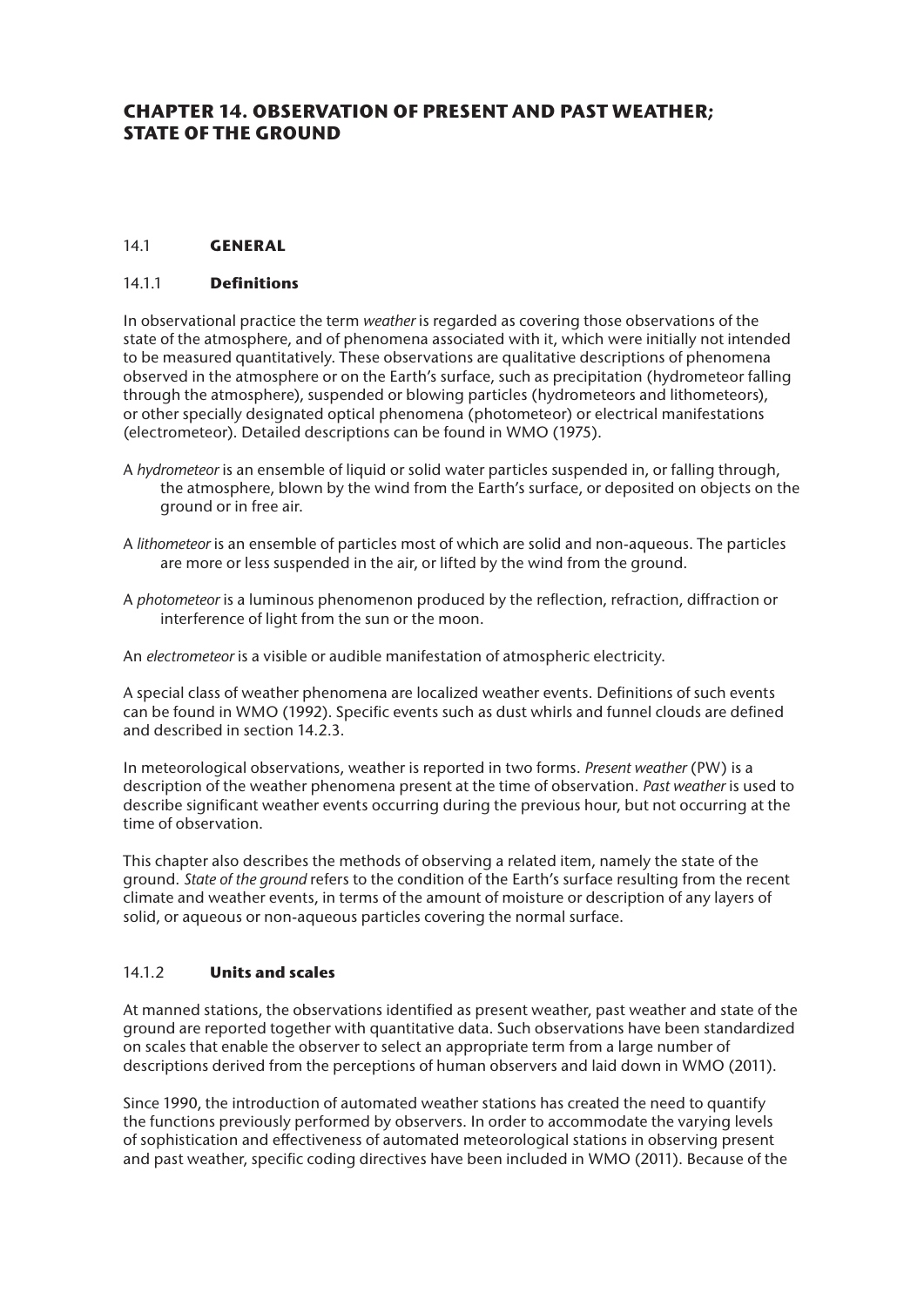# CHAPTER 14. OBSERVATION OF PRESENT AND PAST WEATHER; STATE OF THE GROUND

## 14.1 GENERAL

### 14.1.1 Definitions

In observational practice the term *weather* is regarded as covering those observations of the state of the atmosphere, and of phenomena associated with it, which were initially not intended to be measured quantitatively. These observations are qualitative descriptions of phenomena observed in the atmosphere or on the Earth's surface, such as precipitation (hydrometeor falling through the atmosphere), suspended or blowing particles (hydrometeors and lithometeors), or other specially designated optical phenomena (photometeor) or electrical manifestations (electrometeor). Detailed descriptions can be found in WMO (1975).

A *hydrometeor* is an ensemble of liquid or solid water particles suspended in, or falling through, the atmosphere, blown by the wind from the Earth's surface, or deposited on objects on the ground or in free air.

A *lithometeor* is an ensemble of particles most of which are solid and non-aqueous. The particles are more or less suspended in the air, or lifted by the wind from the ground.

A *photometeor* is a luminous phenomenon produced by the reflection, refraction, diffraction or interference of light from the sun or the moon.

An *electrometeor* is a visible or audible manifestation of atmospheric electricity.

A special class of weather phenomena are localized weather events. Definitions of such events can be found in WMO (1992). Specific events such as dust whirls and funnel clouds are defined and described in section 14.2.3.

In meteorological observations, weather is reported in two forms. *Present weather* (PW) is a description of the weather phenomena present at the time of observation. *Past weather* is used to describe significant weather events occurring during the previous hour, but not occurring at the time of observation.

This chapter also describes the methods of observing a related item, namely the state of the ground. *State of the ground* refers to the condition of the Earth's surface resulting from the recent climate and weather events, in terms of the amount of moisture or description of any layers of solid, or aqueous or non-aqueous particles covering the normal surface.

### 14.1.2 Units and scales

At manned stations, the observations identified as present weather, past weather and state of the ground are reported together with quantitative data. Such observations have been standardized on scales that enable the observer to select an appropriate term from a large number of descriptions derived from the perceptions of human observers and laid down in WMO (2011).

Since 1990, the introduction of automated weather stations has created the need to quantify the functions previously performed by observers. In order to accommodate the varying levels of sophistication and effectiveness of automated meteorological stations in observing present and past weather, specific coding directives have been included in WMO (2011). Because of the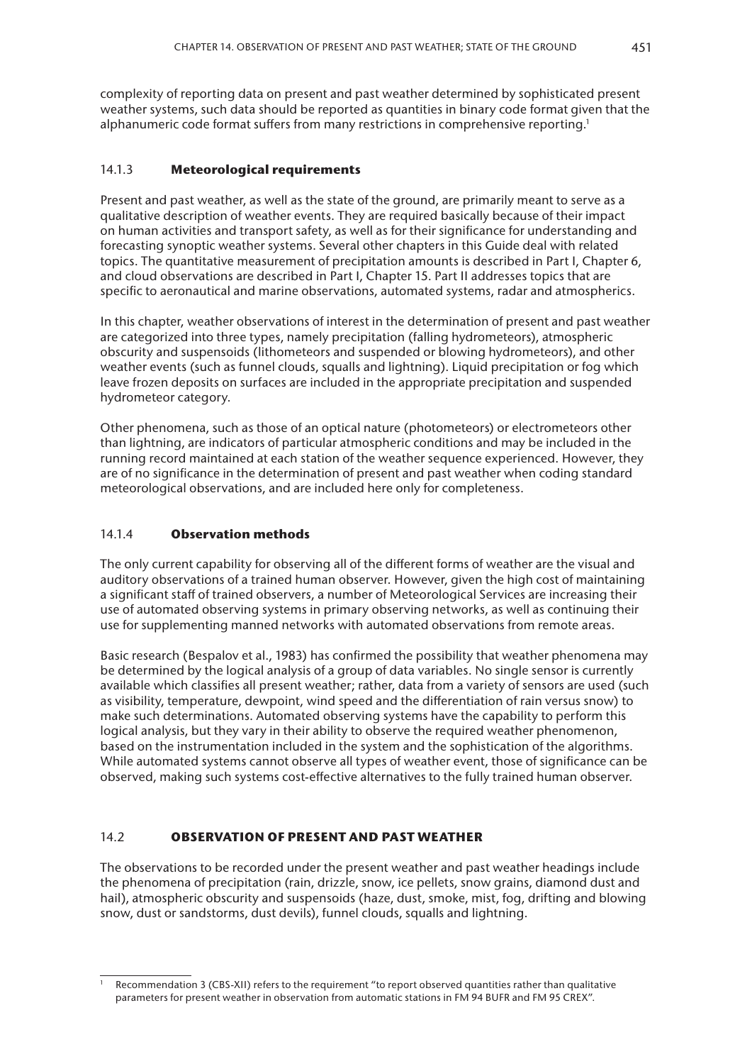complexity of reporting data on present and past weather determined by sophisticated present weather systems, such data should be reported as quantities in binary code format given that the alphanumeric code format suffers from many restrictions in comprehensive reporting.[1]

### 14.1.3 Meteorological requirements

Present and past weather, as well as the state of the ground, are primarily meant to serve as a qualitative description of weather events. They are required basically because of their impact on human activities and transport safety, as well as for their significance for understanding and forecasting synoptic weather systems. Several other chapters in this Guide deal with related topics. The quantitative measurement of precipitation amounts is described in Part I, Chapter 6, and cloud observations are described in Part I, Chapter 15. Part II addresses topics that are specific to aeronautical and marine observations, automated systems, radar and atmospherics.

In this chapter, weather observations of interest in the determination of present and past weather are categorized into three types, namely precipitation (falling hydrometeors), atmospheric obscurity and suspensoids (lithometeors and suspended or blowing hydrometeors), and other weather events (such as funnel clouds, squalls and lightning). Liquid precipitation or fog which leave frozen deposits on surfaces are included in the appropriate precipitation and suspended hydrometeor category.

Other phenomena, such as those of an optical nature (photometeors) or electrometeors other than lightning, are indicators of particular atmospheric conditions and may be included in the running record maintained at each station of the weather sequence experienced. However, they are of no significance in the determination of present and past weather when coding standard meteorological observations, and are included here only for completeness.

### 14.1.4 Observation methods

The only current capability for observing all of the different forms of weather are the visual and auditory observations of a trained human observer. However, given the high cost of maintaining a significant staff of trained observers, a number of Meteorological Services are increasing their use of automated observing systems in primary observing networks, as well as continuing their use for supplementing manned networks with automated observations from remote areas.

Basic research (Bespalov et al., 1983) has confirmed the possibility that weather phenomena may be determined by the logical analysis of a group of data variables. No single sensor is currently available which classifies all present weather; rather, data from a variety of sensors are used (such as visibility, temperature, dewpoint, wind speed and the differentiation of rain versus snow) to make such determinations. Automated observing systems have the capability to perform this logical analysis, but they vary in their ability to observe the required weather phenomenon, based on the instrumentation included in the system and the sophistication of the algorithms. While automated systems cannot observe all types of weather event, those of significance can be observed, making such systems cost-effective alternatives to the fully trained human observer.

## 14.2 OBSERVATION OF PRESENT AND PAST WEATHER

The observations to be recorded under the present weather and past weather headings include the phenomena of precipitation (rain, drizzle, snow, ice pellets, snow grains, diamond dust and hail), atmospheric obscurity and suspensoids (haze, dust, smoke, mist, fog, drifting and blowing snow, dust or sandstorms, dust devils), funnel clouds, squalls and lightning.

---

[1] Recommendation 3 (CBS-XII) refers to the requirement "to report observed quantities rather than qualitative parameters for present weather in observation from automatic stations in FM 94 BUFR and FM 95 CREX".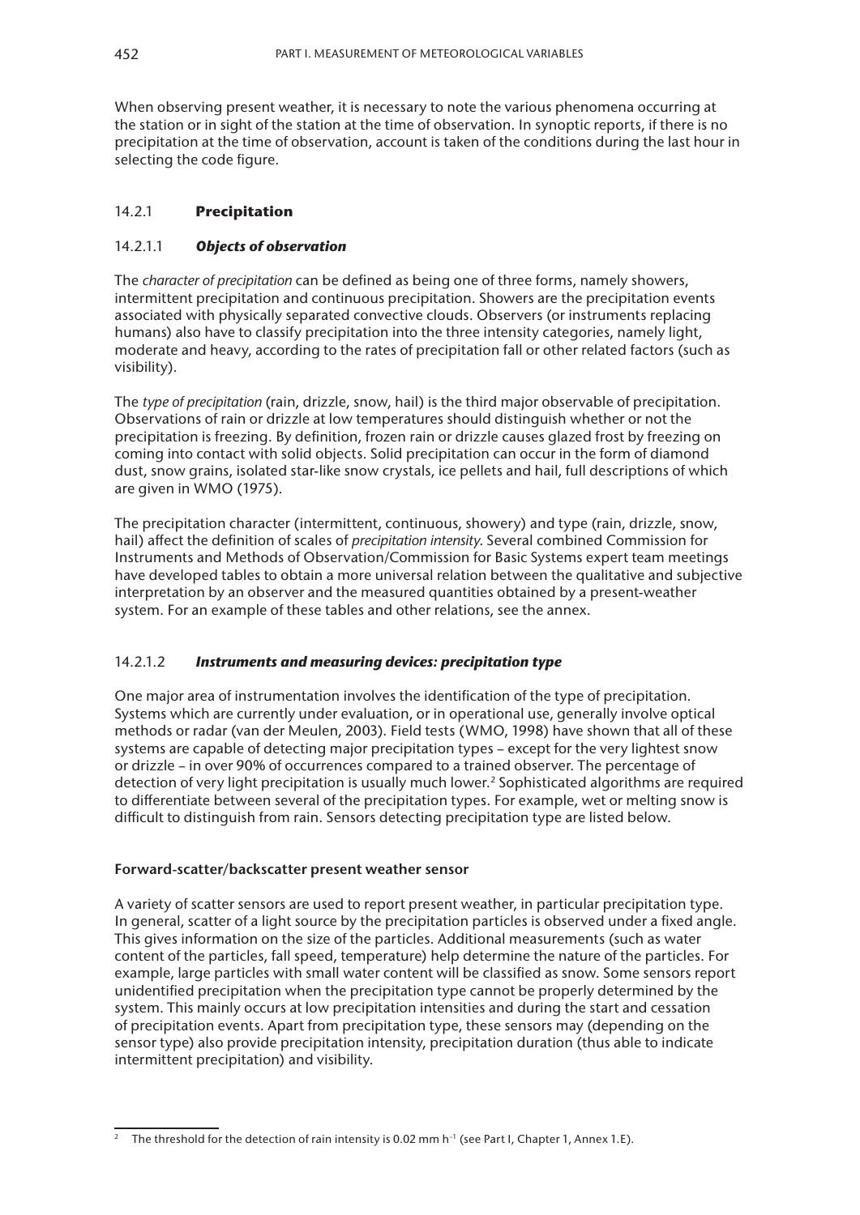When observing present weather, it is necessary to note the various phenomena occurring at the station or in sight of the station at the time of observation. In synoptic reports, if there is no precipitation at the time of observation, account is taken of the conditions during the last hour in selecting the code figure.

### 14.2.1 **Precipitation**

#### 14.2.1.1 ***Objects of observation***

The *character of precipitation* can be defined as being one of three forms, namely showers, intermittent precipitation and continuous precipitation. Showers are the precipitation events associated with physically separated convective clouds. Observers (or instruments replacing humans) also have to classify precipitation into the three intensity categories, namely light, moderate and heavy, according to the rates of precipitation fall or other related factors (such as visibility).

The *type of precipitation* (rain, drizzle, snow, hail) is the third major observable of precipitation. Observations of rain or drizzle at low temperatures should distinguish whether or not the precipitation is freezing. By definition, frozen rain or drizzle causes glazed frost by freezing on coming into contact with solid objects. Solid precipitation can occur in the form of diamond dust, snow grains, isolated star-like snow crystals, ice pellets and hail, full descriptions of which are given in WMO (1975).

The precipitation character (intermittent, continuous, showery) and type (rain, drizzle, snow, hail) affect the definition of scales of *precipitation intensity*. Several combined Commission for Instruments and Methods of Observation/Commission for Basic Systems expert team meetings have developed tables to obtain a more universal relation between the qualitative and subjective interpretation by an observer and the measured quantities obtained by a present-weather system. For an example of these tables and other relations, see the annex.

#### 14.2.1.2 ***Instruments and measuring devices: precipitation type***

One major area of instrumentation involves the identification of the type of precipitation. Systems which are currently under evaluation, or in operational use, generally involve optical methods or radar (van der Meulen, 2003). Field tests (WMO, 1998) have shown that all of these systems are capable of detecting major precipitation types – except for the very lightest snow or drizzle – in over 90% of occurrences compared to a trained observer. The percentage of detection of very light precipitation is usually much lower.[2] Sophisticated algorithms are required to differentiate between several of the precipitation types. For example, wet or melting snow is difficult to distinguish from rain. Sensors detecting precipitation type are listed below.

**Forward-scatter/backscatter present weather sensor**

A variety of scatter sensors are used to report present weather, in particular precipitation type. In general, scatter of a light source by the precipitation particles is observed under a fixed angle. This gives information on the size of the particles. Additional measurements (such as water content of the particles, fall speed, temperature) help determine the nature of the particles. For example, large particles with small water content will be classified as snow. Some sensors report unidentified precipitation when the precipitation type cannot be properly determined by the system. This mainly occurs at low precipitation intensities and during the start and cessation of precipitation events. Apart from precipitation type, these sensors may (depending on the sensor type) also provide precipitation intensity, precipitation duration (thus able to indicate intermittent precipitation) and visibility.

[2] The threshold for the detection of rain intensity is 0.02 mm $h^{-1}$ (see Part I, Chapter 1, Annex 1.E).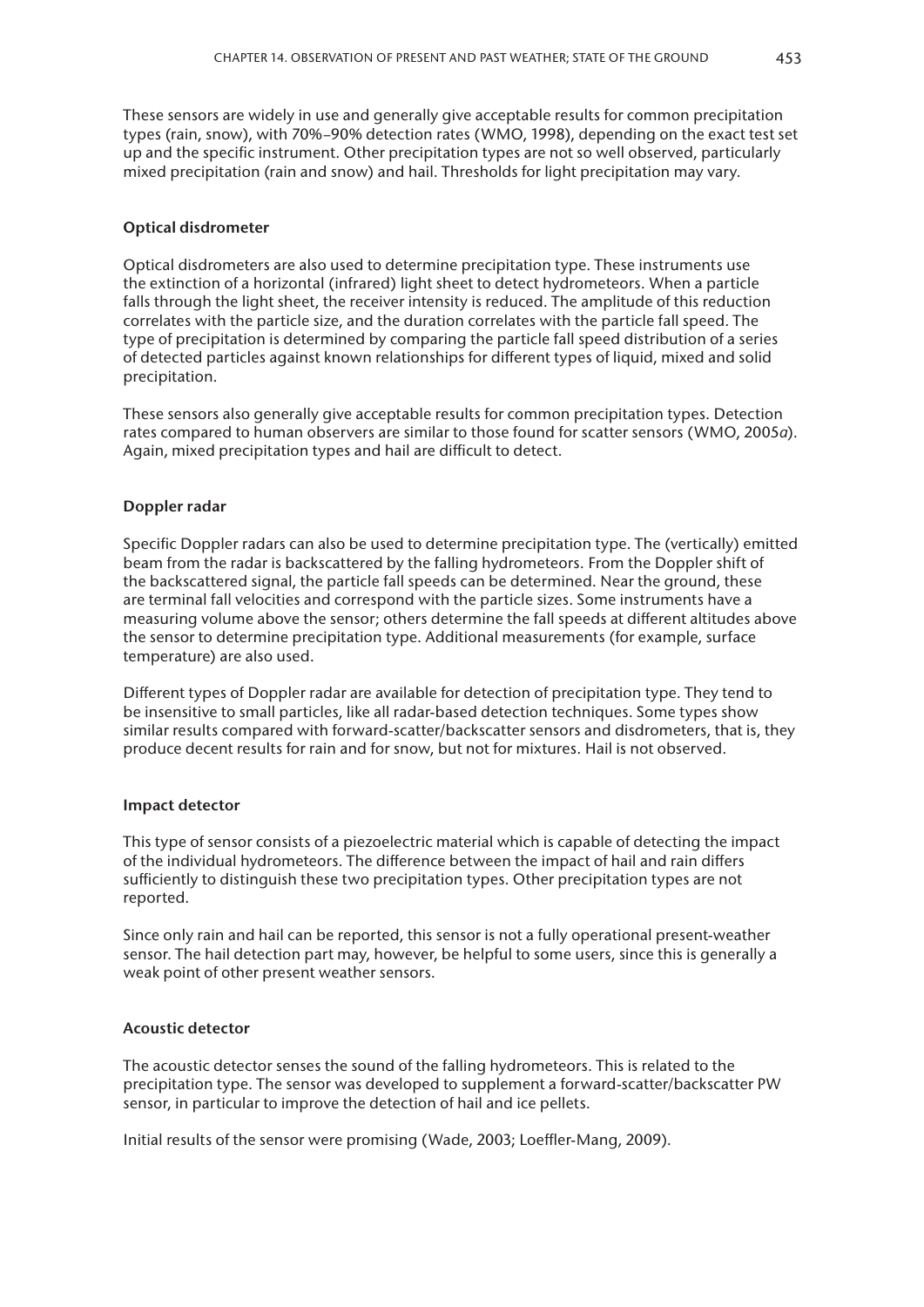These sensors are widely in use and generally give acceptable results for common precipitation types (rain, snow), with 70%–90% detection rates (WMO, 1998), depending on the exact test set up and the specific instrument. Other precipitation types are not so well observed, particularly mixed precipitation (rain and snow) and hail. Thresholds for light precipitation may vary.

**Optical disdrometer**

Optical disdrometers are also used to determine precipitation type. These instruments use the extinction of a horizontal (infrared) light sheet to detect hydrometeors. When a particle falls through the light sheet, the receiver intensity is reduced. The amplitude of this reduction correlates with the particle size, and the duration correlates with the particle fall speed. The type of precipitation is determined by comparing the particle fall speed distribution of a series of detected particles against known relationships for different types of liquid, mixed and solid precipitation.

These sensors also generally give acceptable results for common precipitation types. Detection rates compared to human observers are similar to those found for scatter sensors (WMO, 2005*a*). Again, mixed precipitation types and hail are difficult to detect.

**Doppler radar**

Specific Doppler radars can also be used to determine precipitation type. The (vertically) emitted beam from the radar is backscattered by the falling hydrometeors. From the Doppler shift of the backscattered signal, the particle fall speeds can be determined. Near the ground, these are terminal fall velocities and correspond with the particle sizes. Some instruments have a measuring volume above the sensor; others determine the fall speeds at different altitudes above the sensor to determine precipitation type. Additional measurements (for example, surface temperature) are also used.

Different types of Doppler radar are available for detection of precipitation type. They tend to be insensitive to small particles, like all radar-based detection techniques. Some types show similar results compared with forward-scatter/backscatter sensors and disdrometers, that is, they produce decent results for rain and for snow, but not for mixtures. Hail is not observed.

**Impact detector**

This type of sensor consists of a piezoelectric material which is capable of detecting the impact of the individual hydrometeors. The difference between the impact of hail and rain differs sufficiently to distinguish these two precipitation types. Other precipitation types are not reported.

Since only rain and hail can be reported, this sensor is not a fully operational present-weather sensor. The hail detection part may, however, be helpful to some users, since this is generally a weak point of other present weather sensors.

**Acoustic detector**

The acoustic detector senses the sound of the falling hydrometeors. This is related to the precipitation type. The sensor was developed to supplement a forward-scatter/backscatter PW sensor, in particular to improve the detection of hail and ice pellets.

Initial results of the sensor were promising (Wade, 2003; Loeffler-Mang, 2009).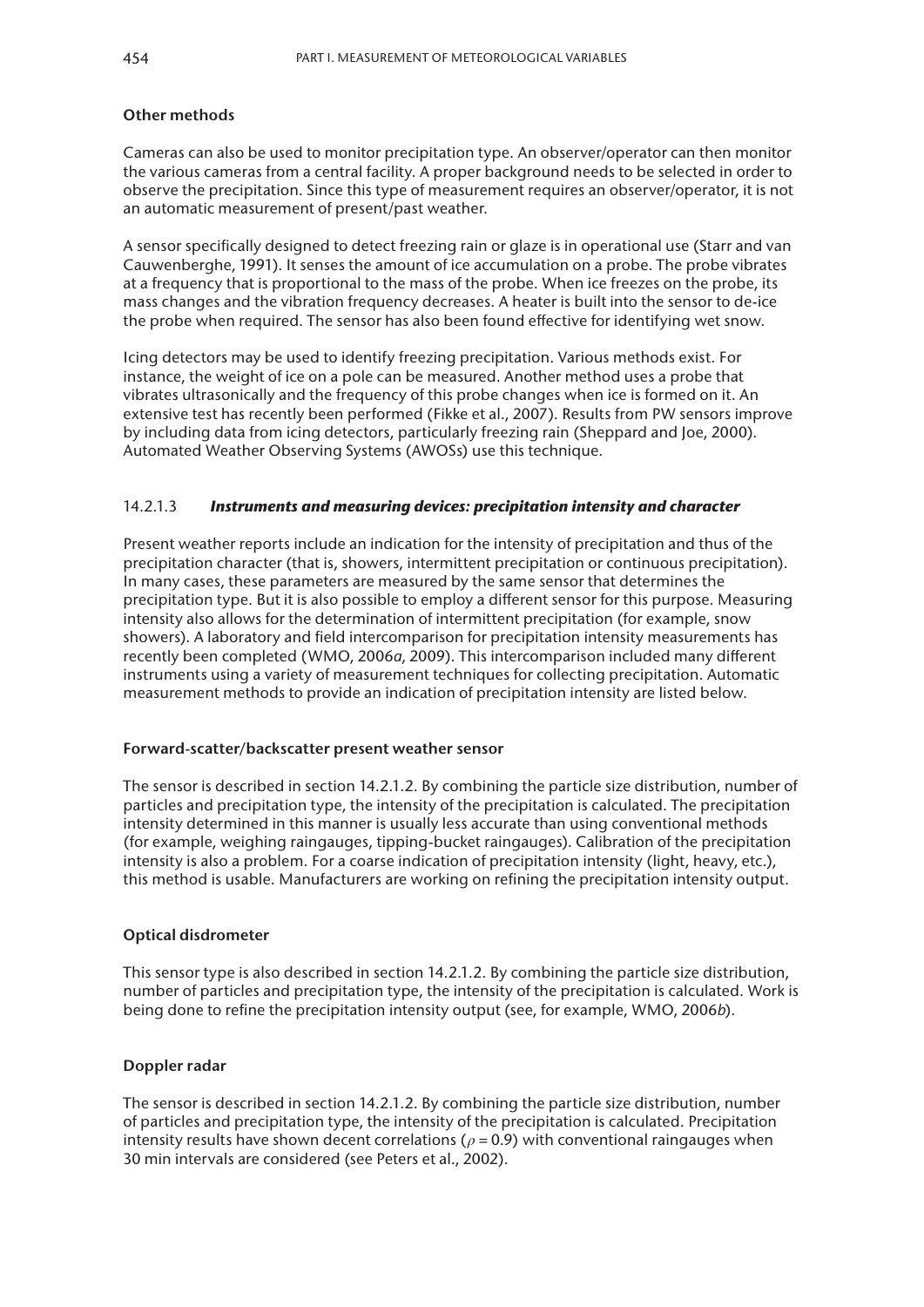**Other methods**

Cameras can also be used to monitor precipitation type. An observer/operator can then monitor the various cameras from a central facility. A proper background needs to be selected in order to observe the precipitation. Since this type of measurement requires an observer/operator, it is not an automatic measurement of present/past weather.

A sensor specifically designed to detect freezing rain or glaze is in operational use (Starr and van Cauwenberghe, 1991). It senses the amount of ice accumulation on a probe. The probe vibrates at a frequency that is proportional to the mass of the probe. When ice freezes on the probe, its mass changes and the vibration frequency decreases. A heater is built into the sensor to de-ice the probe when required. The sensor has also been found effective for identifying wet snow.

Icing detectors may be used to identify freezing precipitation. Various methods exist. For instance, the weight of ice on a pole can be measured. Another method uses a probe that vibrates ultrasonically and the frequency of this probe changes when ice is formed on it. An extensive test has recently been performed (Fikke et al., 2007). Results from PW sensors improve by including data from icing detectors, particularly freezing rain (Sheppard and Joe, 2000). Automated Weather Observing Systems (AWOSs) use this technique.

### 14.2.1.3 ***Instruments and measuring devices: precipitation intensity and character***

Present weather reports include an indication for the intensity of precipitation and thus of the precipitation character (that is, showers, intermittent precipitation or continuous precipitation). In many cases, these parameters are measured by the same sensor that determines the precipitation type. But it is also possible to employ a different sensor for this purpose. Measuring intensity also allows for the determination of intermittent precipitation (for example, snow showers). A laboratory and field intercomparison for precipitation intensity measurements has recently been completed (WMO, 2006*a*, 2009). This intercomparison included many different instruments using a variety of measurement techniques for collecting precipitation. Automatic measurement methods to provide an indication of precipitation intensity are listed below.

**Forward-scatter/backscatter present weather sensor**

The sensor is described in section 14.2.1.2. By combining the particle size distribution, number of particles and precipitation type, the intensity of the precipitation is calculated. The precipitation intensity determined in this manner is usually less accurate than using conventional methods (for example, weighing raingauges, tipping-bucket raingauges). Calibration of the precipitation intensity is also a problem. For a coarse indication of precipitation intensity (light, heavy, etc.), this method is usable. Manufacturers are working on refining the precipitation intensity output.

**Optical disdrometer**

This sensor type is also described in section 14.2.1.2. By combining the particle size distribution, number of particles and precipitation type, the intensity of the precipitation is calculated. Work is being done to refine the precipitation intensity output (see, for example, WMO, 2006*b*).

**Doppler radar**

The sensor is described in section 14.2.1.2. By combining the particle size distribution, number of particles and precipitation type, the intensity of the precipitation is calculated. Precipitation intensity results have shown decent correlations ($\rho = 0.9$) with conventional raingauges when 30 min intervals are considered (see Peters et al., 2002).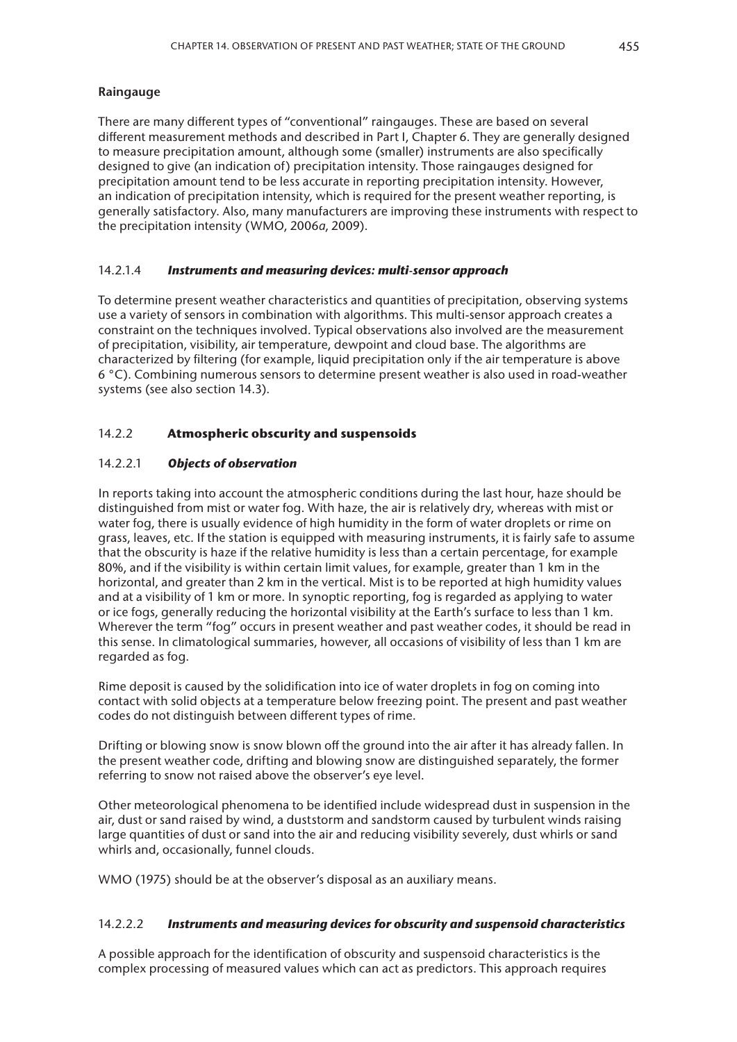#### Raingauge

There are many different types of "conventional" raingauges. These are based on several different measurement methods and described in Part I, Chapter 6. They are generally designed to measure precipitation amount, although some (smaller) instruments are also specifically designed to give (an indication of) precipitation intensity. Those raingauges designed for precipitation amount tend to be less accurate in reporting precipitation intensity. However, an indication of precipitation intensity, which is required for the present weather reporting, is generally satisfactory. Also, many manufacturers are improving these instruments with respect to the precipitation intensity (WMO, 2006*a*, 2009).

### 14.2.1.4 *Instruments and measuring devices: multi-sensor approach*

To determine present weather characteristics and quantities of precipitation, observing systems use a variety of sensors in combination with algorithms. This multi-sensor approach creates a constraint on the techniques involved. Typical observations also involved are the measurement of precipitation, visibility, air temperature, dewpoint and cloud base. The algorithms are characterized by filtering (for example, liquid precipitation only if the air temperature is above 6 °C). Combining numerous sensors to determine present weather is also used in road-weather systems (see also section 14.3).

## 14.2.2 **Atmospheric obscurity and suspensoids**

### 14.2.2.1 *Objects of observation*

In reports taking into account the atmospheric conditions during the last hour, haze should be distinguished from mist or water fog. With haze, the air is relatively dry, whereas with mist or water fog, there is usually evidence of high humidity in the form of water droplets or rime on grass, leaves, etc. If the station is equipped with measuring instruments, it is fairly safe to assume that the obscurity is haze if the relative humidity is less than a certain percentage, for example 80%, and if the visibility is within certain limit values, for example, greater than 1 km in the horizontal, and greater than 2 km in the vertical. Mist is to be reported at high humidity values and at a visibility of 1 km or more. In synoptic reporting, fog is regarded as applying to water or ice fogs, generally reducing the horizontal visibility at the Earth's surface to less than 1 km. Wherever the term "fog" occurs in present weather and past weather codes, it should be read in this sense. In climatological summaries, however, all occasions of visibility of less than 1 km are regarded as fog.

Rime deposit is caused by the solidification into ice of water droplets in fog on coming into contact with solid objects at a temperature below freezing point. The present and past weather codes do not distinguish between different types of rime.

Drifting or blowing snow is snow blown off the ground into the air after it has already fallen. In the present weather code, drifting and blowing snow are distinguished separately, the former referring to snow not raised above the observer's eye level.

Other meteorological phenomena to be identified include widespread dust in suspension in the air, dust or sand raised by wind, a duststorm and sandstorm caused by turbulent winds raising large quantities of dust or sand into the air and reducing visibility severely, dust whirls or sand whirls and, occasionally, funnel clouds.

WMO (1975) should be at the observer's disposal as an auxiliary means.

### 14.2.2.2 *Instruments and measuring devices for obscurity and suspensoid characteristics*

A possible approach for the identification of obscurity and suspensoid characteristics is the complex processing of measured values which can act as predictors. This approach requires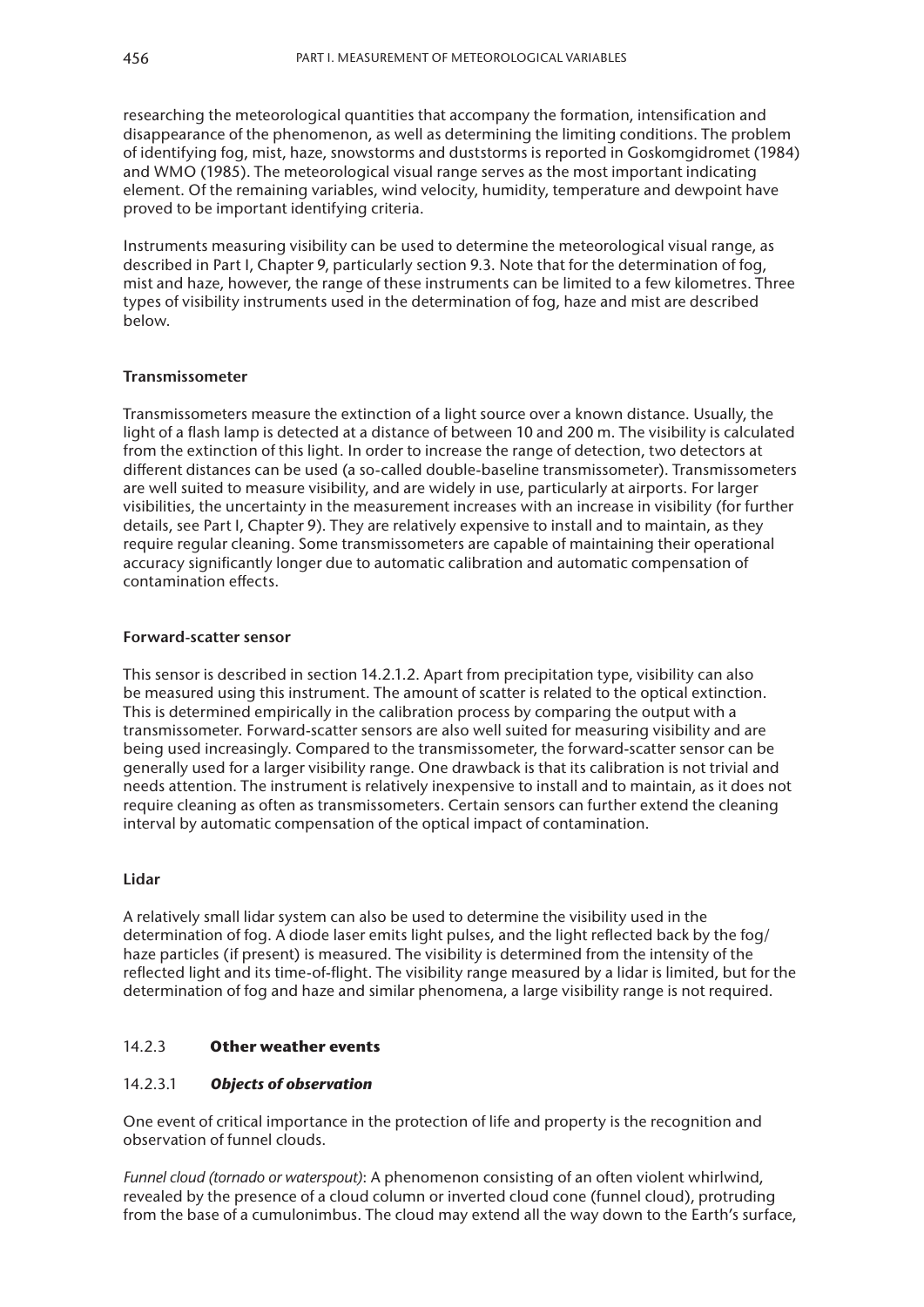researching the meteorological quantities that accompany the formation, intensification and disappearance of the phenomenon, as well as determining the limiting conditions. The problem of identifying fog, mist, haze, snowstorms and duststorms is reported in Goskomgidromet (1984) and WMO (1985). The meteorological visual range serves as the most important indicating element. Of the remaining variables, wind velocity, humidity, temperature and dewpoint have proved to be important identifying criteria.

Instruments measuring visibility can be used to determine the meteorological visual range, as described in Part I, Chapter 9, particularly section 9.3. Note that for the determination of fog, mist and haze, however, the range of these instruments can be limited to a few kilometres. Three types of visibility instruments used in the determination of fog, haze and mist are described below.

**Transmissometer**

Transmissometers measure the extinction of a light source over a known distance. Usually, the light of a flash lamp is detected at a distance of between 10 and 200 m. The visibility is calculated from the extinction of this light. In order to increase the range of detection, two detectors at different distances can be used (a so-called double-baseline transmissometer). Transmissometers are well suited to measure visibility, and are widely in use, particularly at airports. For larger visibilities, the uncertainty in the measurement increases with an increase in visibility (for further details, see Part I, Chapter 9). They are relatively expensive to install and to maintain, as they require regular cleaning. Some transmissometers are capable of maintaining their operational accuracy significantly longer due to automatic calibration and automatic compensation of contamination effects.

**Forward-scatter sensor**

This sensor is described in section 14.2.1.2. Apart from precipitation type, visibility can also be measured using this instrument. The amount of scatter is related to the optical extinction. This is determined empirically in the calibration process by comparing the output with a transmissometer. Forward-scatter sensors are also well suited for measuring visibility and are being used increasingly. Compared to the transmissometer, the forward-scatter sensor can be generally used for a larger visibility range. One drawback is that its calibration is not trivial and needs attention. The instrument is relatively inexpensive to install and to maintain, as it does not require cleaning as often as transmissometers. Certain sensors can further extend the cleaning interval by automatic compensation of the optical impact of contamination.

**Lidar**

A relatively small lidar system can also be used to determine the visibility used in the determination of fog. A diode laser emits light pulses, and the light reflected back by the fog/haze particles (if present) is measured. The visibility is determined from the intensity of the reflected light and its time-of-flight. The visibility range measured by a lidar is limited, but for the determination of fog and haze and similar phenomena, a large visibility range is not required.

### 14.2.3 Other weather events

#### 14.2.3.1 *Objects of observation*

One event of critical importance in the protection of life and property is the recognition and observation of funnel clouds.

*Funnel cloud (tornado or waterspout)*: A phenomenon consisting of an often violent whirlwind, revealed by the presence of a cloud column or inverted cloud cone (funnel cloud), protruding from the base of a cumulonimbus. The cloud may extend all the way down to the Earth's surface,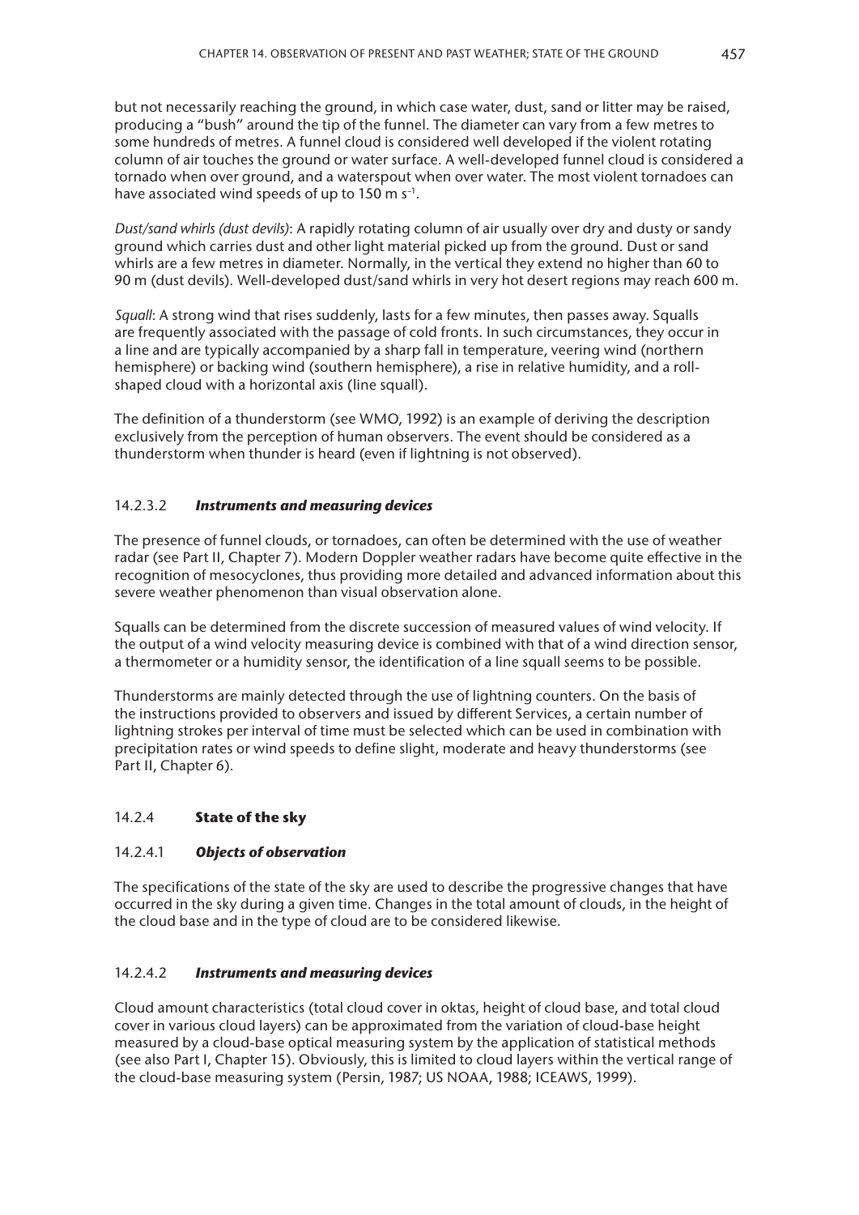but not necessarily reaching the ground, in which case water, dust, sand or litter may be raised, producing a "bush" around the tip of the funnel. The diameter can vary from a few metres to some hundreds of metres. A funnel cloud is considered well developed if the violent rotating column of air touches the ground or water surface. A well-developed funnel cloud is considered a tornado when over ground, and a waterspout when over water. The most violent tornadoes can have associated wind speeds of up to 150 m $s^{-1}$.

*Dust/sand whirls (dust devils)*: A rapidly rotating column of air usually over dry and dusty or sandy ground which carries dust and other light material picked up from the ground. Dust or sand whirls are a few metres in diameter. Normally, in the vertical they extend no higher than 60 to 90 m (dust devils). Well-developed dust/sand whirls in very hot desert regions may reach 600 m.

*Squall*: A strong wind that rises suddenly, lasts for a few minutes, then passes away. Squalls are frequently associated with the passage of cold fronts. In such circumstances, they occur in a line and are typically accompanied by a sharp fall in temperature, veering wind (northern hemisphere) or backing wind (southern hemisphere), a rise in relative humidity, and a roll-shaped cloud with a horizontal axis (line squall).

The definition of a thunderstorm (see WMO, 1992) is an example of deriving the description exclusively from the perception of human observers. The event should be considered as a thunderstorm when thunder is heard (even if lightning is not observed).

#### 14.2.3.2 ***Instruments and measuring devices***

The presence of funnel clouds, or tornadoes, can often be determined with the use of weather radar (see Part II, Chapter 7). Modern Doppler weather radars have become quite effective in the recognition of mesocyclones, thus providing more detailed and advanced information about this severe weather phenomenon than visual observation alone.

Squalls can be determined from the discrete succession of measured values of wind velocity. If the output of a wind velocity measuring device is combined with that of a wind direction sensor, a thermometer or a humidity sensor, the identification of a line squall seems to be possible.

Thunderstorms are mainly detected through the use of lightning counters. On the basis of the instructions provided to observers and issued by different Services, a certain number of lightning strokes per interval of time must be selected which can be used in combination with precipitation rates or wind speeds to define slight, moderate and heavy thunderstorms (see Part II, Chapter 6).

### 14.2.4 **State of the sky**

#### 14.2.4.1 ***Objects of observation***

The specifications of the state of the sky are used to describe the progressive changes that have occurred in the sky during a given time. Changes in the total amount of clouds, in the height of the cloud base and in the type of cloud are to be considered likewise.

#### 14.2.4.2 ***Instruments and measuring devices***

Cloud amount characteristics (total cloud cover in oktas, height of cloud base, and total cloud cover in various cloud layers) can be approximated from the variation of cloud-base height measured by a cloud-base optical measuring system by the application of statistical methods (see also Part I, Chapter 15). Obviously, this is limited to cloud layers within the vertical range of the cloud-base measuring system (Persin, 1987; US NOAA, 1988; ICEAWS, 1999).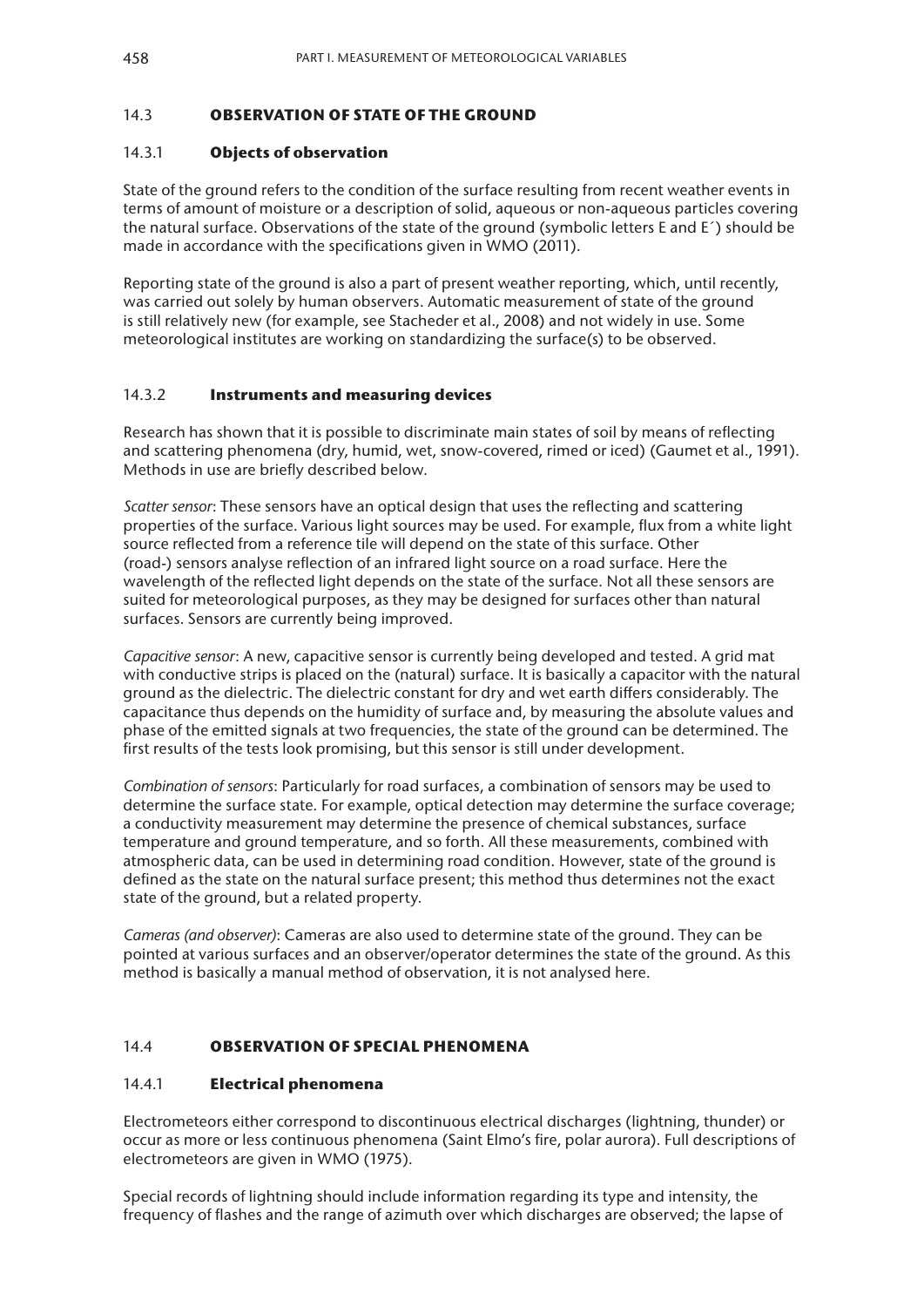## 14.3 OBSERVATION OF STATE OF THE GROUND

### 14.3.1 Objects of observation

State of the ground refers to the condition of the surface resulting from recent weather events in terms of amount of moisture or a description of solid, aqueous or non-aqueous particles covering the natural surface. Observations of the state of the ground (symbolic letters E and E´) should be made in accordance with the specifications given in WMO (2011).

Reporting state of the ground is also a part of present weather reporting, which, until recently, was carried out solely by human observers. Automatic measurement of state of the ground is still relatively new (for example, see Stacheder et al., 2008) and not widely in use. Some meteorological institutes are working on standardizing the surface(s) to be observed.

### 14.3.2 Instruments and measuring devices

Research has shown that it is possible to discriminate main states of soil by means of reflecting and scattering phenomena (dry, humid, wet, snow-covered, rimed or iced) (Gaumet et al., 1991). Methods in use are briefly described below.

*Scatter sensor*: These sensors have an optical design that uses the reflecting and scattering properties of the surface. Various light sources may be used. For example, flux from a white light source reflected from a reference tile will depend on the state of this surface. Other (road-) sensors analyse reflection of an infrared light source on a road surface. Here the wavelength of the reflected light depends on the state of the surface. Not all these sensors are suited for meteorological purposes, as they may be designed for surfaces other than natural surfaces. Sensors are currently being improved.

*Capacitive sensor*: A new, capacitive sensor is currently being developed and tested. A grid mat with conductive strips is placed on the (natural) surface. It is basically a capacitor with the natural ground as the dielectric. The dielectric constant for dry and wet earth differs considerably. The capacitance thus depends on the humidity of surface and, by measuring the absolute values and phase of the emitted signals at two frequencies, the state of the ground can be determined. The first results of the tests look promising, but this sensor is still under development.

*Combination of sensors*: Particularly for road surfaces, a combination of sensors may be used to determine the surface state. For example, optical detection may determine the surface coverage; a conductivity measurement may determine the presence of chemical substances, surface temperature and ground temperature, and so forth. All these measurements, combined with atmospheric data, can be used in determining road condition. However, state of the ground is defined as the state on the natural surface present; this method thus determines not the exact state of the ground, but a related property.

*Cameras (and observer)*: Cameras are also used to determine state of the ground. They can be pointed at various surfaces and an observer/operator determines the state of the ground. As this method is basically a manual method of observation, it is not analysed here.

## 14.4 OBSERVATION OF SPECIAL PHENOMENA

### 14.4.1 Electrical phenomena

Electrometeors either correspond to discontinuous electrical discharges (lightning, thunder) or occur as more or less continuous phenomena (Saint Elmo's fire, polar aurora). Full descriptions of electrometeors are given in WMO (1975).

Special records of lightning should include information regarding its type and intensity, the frequency of flashes and the range of azimuth over which discharges are observed; the lapse of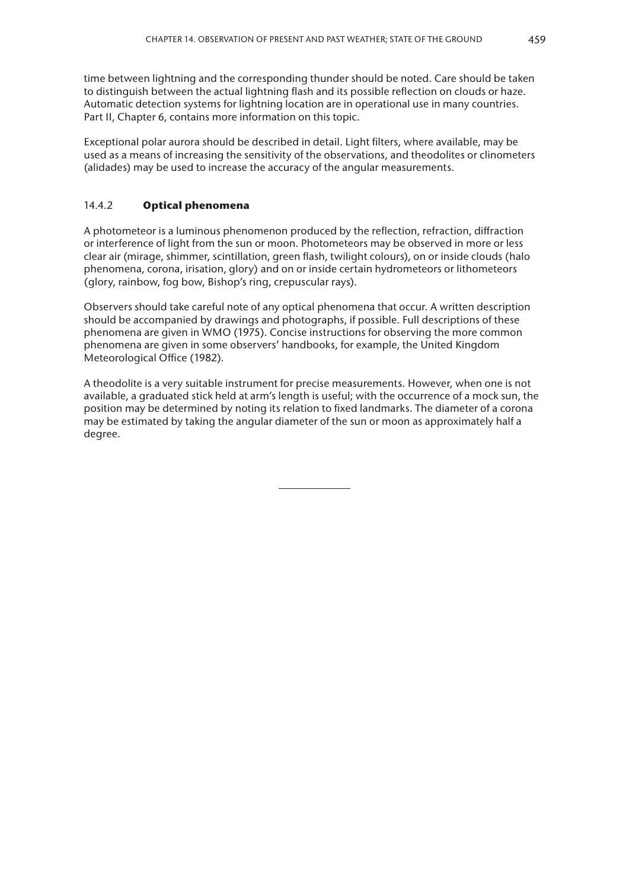time between lightning and the corresponding thunder should be noted. Care should be taken to distinguish between the actual lightning flash and its possible reflection on clouds or haze. Automatic detection systems for lightning location are in operational use in many countries. Part II, Chapter 6, contains more information on this topic.

Exceptional polar aurora should be described in detail. Light filters, where available, may be used as a means of increasing the sensitivity of the observations, and theodolites or clinometers (alidades) may be used to increase the accuracy of the angular measurements.

### 14.4.2 **Optical phenomena**

A photometeor is a luminous phenomenon produced by the reflection, refraction, diffraction or interference of light from the sun or moon. Photometeors may be observed in more or less clear air (mirage, shimmer, scintillation, green flash, twilight colours), on or inside clouds (halo phenomena, corona, irisation, glory) and on or inside certain hydrometeors or lithometeors (glory, rainbow, fog bow, Bishop's ring, crepuscular rays).

Observers should take careful note of any optical phenomena that occur. A written description should be accompanied by drawings and photographs, if possible. Full descriptions of these phenomena are given in WMO (1975). Concise instructions for observing the more common phenomena are given in some observers' handbooks, for example, the United Kingdom Meteorological Office (1982).

A theodolite is a very suitable instrument for precise measurements. However, when one is not available, a graduated stick held at arm's length is useful; with the occurrence of a mock sun, the position may be determined by noting its relation to fixed landmarks. The diameter of a corona may be estimated by taking the angular diameter of the sun or moon as approximately half a degree.

---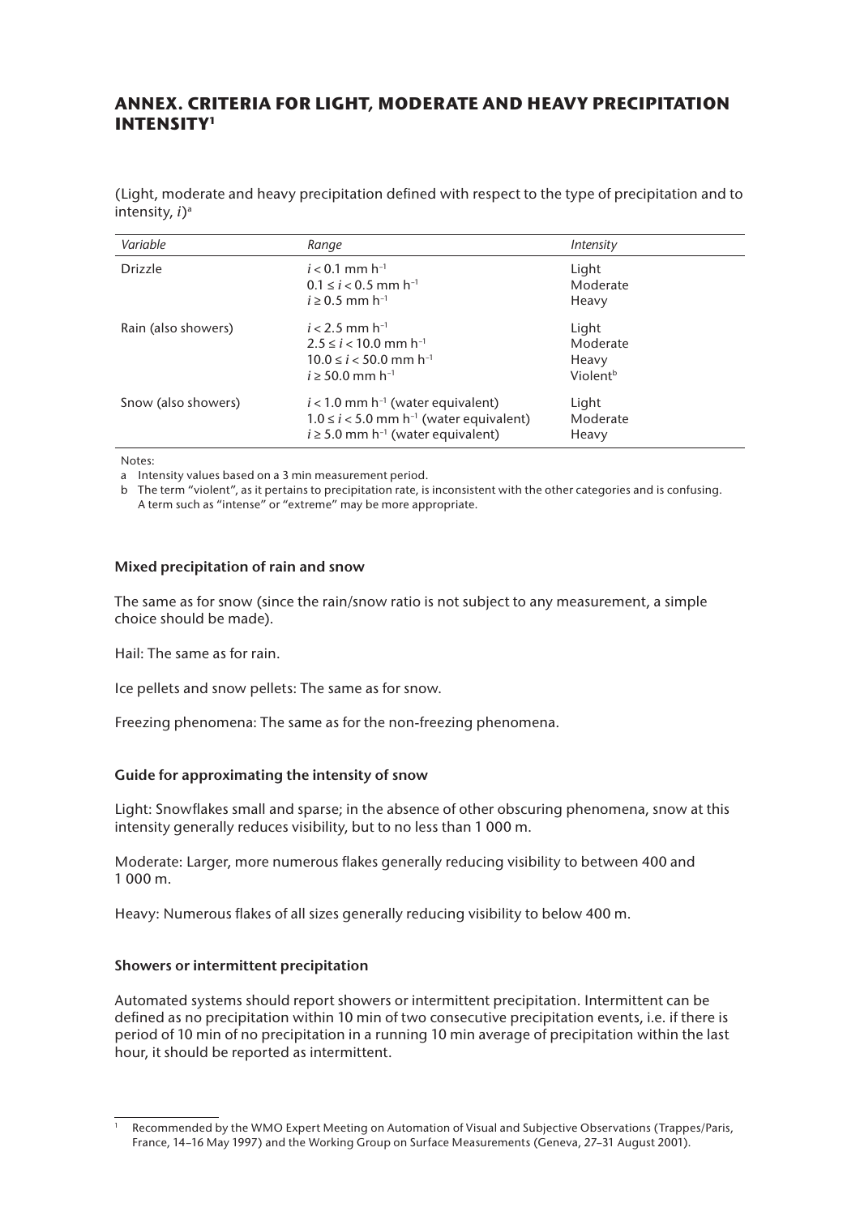## ANNEX. CRITERIA FOR LIGHT, MODERATE AND HEAVY PRECIPITATION INTENSITY[1]

(Light, moderate and heavy precipitation defined with respect to the type of precipitation and to intensity, $i$)[a]

| *Variable* | *Range* | *Intensity* |
|---|---|---|
| Drizzle | $i < 0.1$ mm h$^{-1}$ | Light |
| | $0.1 \leq i < 0.5$ mm h$^{-1}$ | Moderate |
| | $i \geq 0.5$ mm h$^{-1}$ | Heavy |
| Rain (also showers) | $i < 2.5$ mm h$^{-1}$ | Light |
| | $2.5 \leq i < 10.0$ mm h$^{-1}$ | Moderate |
| | $10.0 \leq i < 50.0$ mm h$^{-1}$ | Heavy |
| | $i \geq 50.0$ mm h$^{-1}$ | Violent[b] |
| Snow (also showers) | $i < 1.0$ mm h$^{-1}$ (water equivalent) | Light |
| | $1.0 \leq i < 5.0$ mm h$^{-1}$ (water equivalent) | Moderate |
| | $i \geq 5.0$ mm h$^{-1}$ (water equivalent) | Heavy |

Notes:

a Intensity values based on a 3 min measurement period.

b The term "violent", as it pertains to precipitation rate, is inconsistent with the other categories and is confusing. A term such as "intense" or "extreme" may be more appropriate.

### Mixed precipitation of rain and snow

The same as for snow (since the rain/snow ratio is not subject to any measurement, a simple choice should be made).

Hail: The same as for rain.

Ice pellets and snow pellets: The same as for snow.

Freezing phenomena: The same as for the non-freezing phenomena.

### Guide for approximating the intensity of snow

Light: Snowflakes small and sparse; in the absence of other obscuring phenomena, snow at this intensity generally reduces visibility, but to no less than 1 000 m.

Moderate: Larger, more numerous flakes generally reducing visibility to between 400 and 1 000 m.

Heavy: Numerous flakes of all sizes generally reducing visibility to below 400 m.

### Showers or intermittent precipitation

Automated systems should report showers or intermittent precipitation. Intermittent can be defined as no precipitation within 10 min of two consecutive precipitation events, i.e. if there is period of 10 min of no precipitation in a running 10 min average of precipitation within the last hour, it should be reported as intermittent.

---

[1] Recommended by the WMO Expert Meeting on Automation of Visual and Subjective Observations (Trappes/Paris, France, 14–16 May 1997) and the Working Group on Surface Measurements (Geneva, 27–31 August 2001).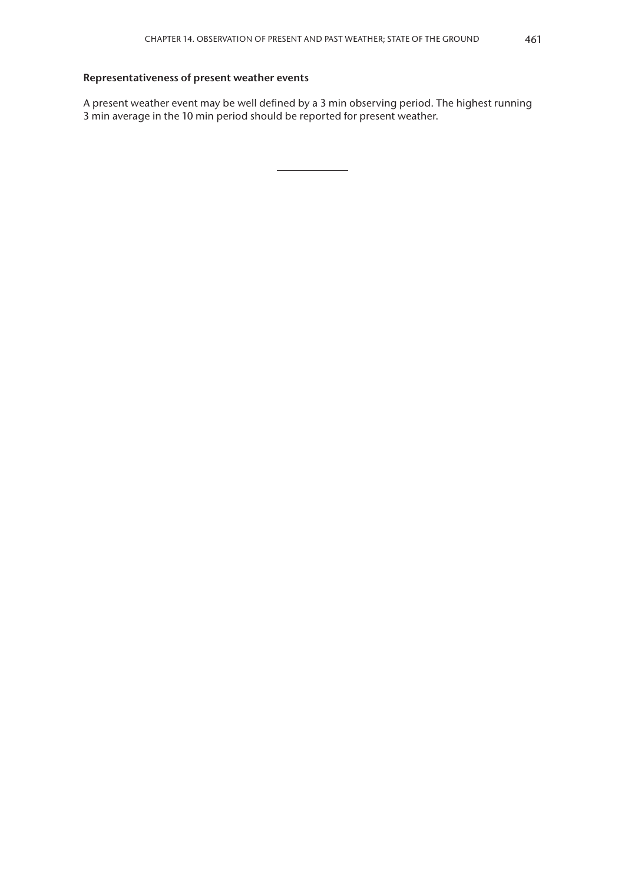**Representativeness of present weather events**

A present weather event may be well defined by a 3 min observing period. The highest running 3 min average in the 10 min period should be reported for present weather.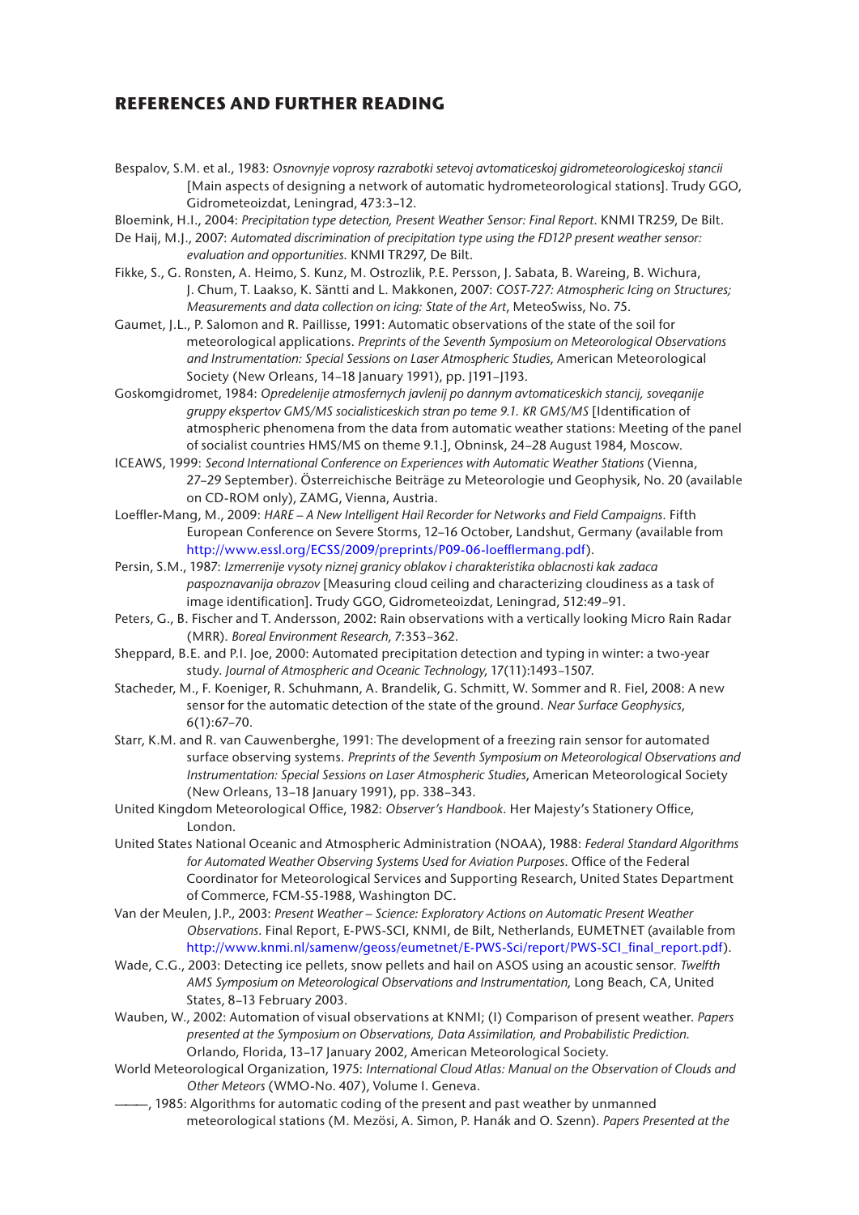## REFERENCES AND FURTHER READING

Bespalov, S.M. et al., 1983: *Osnovnyje voprosy razrabotki setevoj avtomaticeskoj gidrometeorologiceskoj stancii* [Main aspects of designing a network of automatic hydrometeorological stations]. Trudy GGO, Gidrometeoizdat, Leningrad, 473:3–12.

Bloemink, H.I., 2004: *Precipitation type detection, Present Weather Sensor: Final Report*. KNMI TR259, De Bilt.

De Haij, M.J., 2007: *Automated discrimination of precipitation type using the FD12P present weather sensor: evaluation and opportunities.* KNMI TR297, De Bilt.

Fikke, S., G. Ronsten, A. Heimo, S. Kunz, M. Ostrozlik, P.E. Persson, J. Sabata, B. Wareing, B. Wichura, J. Chum, T. Laakso, K. Säntti and L. Makkonen, 2007: *COST-727: Atmospheric Icing on Structures; Measurements and data collection on icing: State of the Art*, MeteoSwiss, No. 75.

Gaumet, J.L., P. Salomon and R. Paillisse, 1991: Automatic observations of the state of the soil for meteorological applications. *Preprints of the Seventh Symposium on Meteorological Observations and Instrumentation: Special Sessions on Laser Atmospheric Studies*, American Meteorological Society (New Orleans, 14–18 January 1991), pp. J191–J193.

Goskomgidromet, 1984: *Opredelenije atmosfernych javlenij po dannym avtomaticeskich stancij, soveqanije gruppy ekspertov GMS/MS socialisticeskich stran po teme 9.1. KR GMS/MS* [Identification of atmospheric phenomena from the data from automatic weather stations: Meeting of the panel of socialist countries HMS/MS on theme 9.1.], Obninsk, 24–28 August 1984, Moscow.

ICEAWS, 1999: *Second International Conference on Experiences with Automatic Weather Stations* (Vienna, 27–29 September). Österreichische Beiträge zu Meteorologie und Geophysik, No. 20 (available on CD-ROM only), ZAMG, Vienna, Austria.

Loeffler-Mang, M., 2009: *HARE – A New Intelligent Hail Recorder for Networks and Field Campaigns.* Fifth European Conference on Severe Storms, 12–16 October, Landshut, Germany (available from http://www.essl.org/ECSS/2009/preprints/P09-06-loefflermang.pdf).

Persin, S.M., 1987: *Izmerrenije vysoty niznej granicy oblakov i charakteristika oblacnosti kak zadaca paspoznavanija obrazov* [Measuring cloud ceiling and characterizing cloudiness as a task of image identification]. Trudy GGO, Gidrometeoizdat, Leningrad, 512:49–91.

Peters, G., B. Fischer and T. Andersson, 2002: Rain observations with a vertically looking Micro Rain Radar (MRR). *Boreal Environment Research*, 7:353–362.

Sheppard, B.E. and P.I. Joe, 2000: Automated precipitation detection and typing in winter: a two-year study. *Journal of Atmospheric and Oceanic Technology*, 17(11):1493–1507.

Stacheder, M., F. Koeniger, R. Schuhmann, A. Brandelik, G. Schmitt, W. Sommer and R. Fiel, 2008: A new sensor for the automatic detection of the state of the ground. *Near Surface Geophysics*, 6(1):67–70.

Starr, K.M. and R. van Cauwenberghe, 1991: The development of a freezing rain sensor for automated surface observing systems. *Preprints of the Seventh Symposium on Meteorological Observations and Instrumentation: Special Sessions on Laser Atmospheric Studies*, American Meteorological Society (New Orleans, 13–18 January 1991), pp. 338–343.

United Kingdom Meteorological Office, 1982: *Observer's Handbook*. Her Majesty's Stationery Office, London.

United States National Oceanic and Atmospheric Administration (NOAA), 1988: *Federal Standard Algorithms for Automated Weather Observing Systems Used for Aviation Purposes*. Office of the Federal Coordinator for Meteorological Services and Supporting Research, United States Department of Commerce, FCM-S5-1988, Washington DC.

Van der Meulen, J.P., 2003: *Present Weather – Science: Exploratory Actions on Automatic Present Weather Observations*. Final Report, E-PWS-SCI, KNMI, de Bilt, Netherlands, EUMETNET (available from http://www.knmi.nl/samenw/geoss/eumetnet/E-PWS-Sci/report/PWS-SCI_final_report.pdf).

Wade, C.G., 2003: Detecting ice pellets, snow pellets and hail on ASOS using an acoustic sensor. *Twelfth AMS Symposium on Meteorological Observations and Instrumentation*, Long Beach, CA, United States, 8–13 February 2003.

Wauben, W., 2002: Automation of visual observations at KNMI; (I) Comparison of present weather. *Papers presented at the Symposium on Observations, Data Assimilation, and Probabilistic Prediction.* Orlando, Florida, 13–17 January 2002, American Meteorological Society.

World Meteorological Organization, 1975: *International Cloud Atlas: Manual on the Observation of Clouds and Other Meteors* (WMO-No. 407), Volume I. Geneva.

———, 1985: Algorithms for automatic coding of the present and past weather by unmanned meteorological stations (M. Mezösi, A. Simon, P. Hanák and O. Szenn). *Papers Presented at the*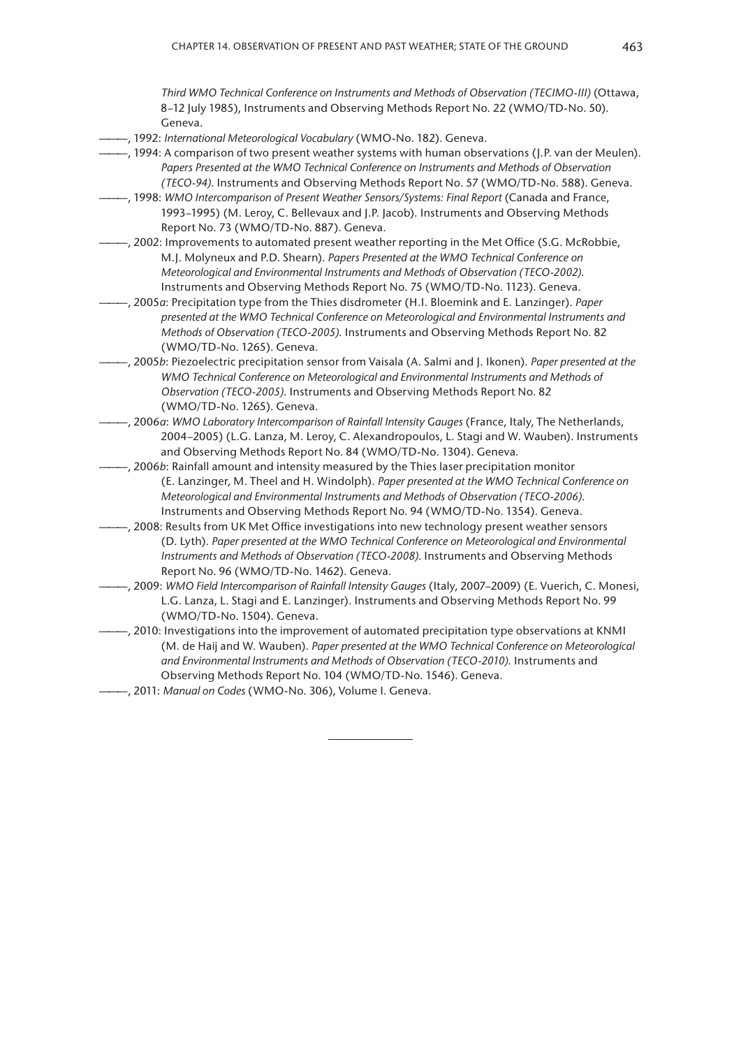*Third WMO Technical Conference on Instruments and Methods of Observation (TECIMO-III)* (Ottawa, 8–12 July 1985), Instruments and Observing Methods Report No. 22 (WMO/TD-No. 50). Geneva.

———, 1992: *International Meteorological Vocabulary* (WMO-No. 182). Geneva.

———, 1994: A comparison of two present weather systems with human observations (J.P. van der Meulen). *Papers Presented at the WMO Technical Conference on Instruments and Methods of Observation (TECO-94).* Instruments and Observing Methods Report No. 57 (WMO/TD-No. 588). Geneva.

———, 1998: *WMO Intercomparison of Present Weather Sensors/Systems: Final Report* (Canada and France, 1993–1995) (M. Leroy, C. Bellevaux and J.P. Jacob). Instruments and Observing Methods Report No. 73 (WMO/TD-No. 887). Geneva.

———, 2002: Improvements to automated present weather reporting in the Met Office (S.G. McRobbie, M.J. Molyneux and P.D. Shearn). *Papers Presented at the WMO Technical Conference on Meteorological and Environmental Instruments and Methods of Observation (TECO-2002).* Instruments and Observing Methods Report No. 75 (WMO/TD-No. 1123). Geneva.

———, 2005*a*: Precipitation type from the Thies disdrometer (H.I. Bloemink and E. Lanzinger). *Paper presented at the WMO Technical Conference on Meteorological and Environmental Instruments and Methods of Observation (TECO-2005).* Instruments and Observing Methods Report No. 82 (WMO/TD-No. 1265). Geneva.

———, 2005*b*: Piezoelectric precipitation sensor from Vaisala (A. Salmi and J. Ikonen). *Paper presented at the WMO Technical Conference on Meteorological and Environmental Instruments and Methods of Observation (TECO-2005).* Instruments and Observing Methods Report No. 82 (WMO/TD-No. 1265). Geneva.

———, 2006*a*: *WMO Laboratory Intercomparison of Rainfall Intensity Gauges* (France, Italy, The Netherlands, 2004–2005) (L.G. Lanza, M. Leroy, C. Alexandropoulos, L. Stagi and W. Wauben). Instruments and Observing Methods Report No. 84 (WMO/TD-No. 1304). Geneva.

———, 2006*b*: Rainfall amount and intensity measured by the Thies laser precipitation monitor (E. Lanzinger, M. Theel and H. Windolph). *Paper presented at the WMO Technical Conference on Meteorological and Environmental Instruments and Methods of Observation (TECO-2006).* Instruments and Observing Methods Report No. 94 (WMO/TD-No. 1354). Geneva.

———, 2008: Results from UK Met Office investigations into new technology present weather sensors (D. Lyth). *Paper presented at the WMO Technical Conference on Meteorological and Environmental Instruments and Methods of Observation (TECO-2008).* Instruments and Observing Methods Report No. 96 (WMO/TD-No. 1462). Geneva.

———, 2009: *WMO Field Intercomparison of Rainfall Intensity Gauges* (Italy, 2007–2009) (E. Vuerich, C. Monesi, L.G. Lanza, L. Stagi and E. Lanzinger). Instruments and Observing Methods Report No. 99 (WMO/TD-No. 1504). Geneva.

———, 2010: Investigations into the improvement of automated precipitation type observations at KNMI (M. de Haij and W. Wauben). *Paper presented at the WMO Technical Conference on Meteorological and Environmental Instruments and Methods of Observation (TECO-2010).* Instruments and Observing Methods Report No. 104 (WMO/TD-No. 1546). Geneva.

———, 2011: *Manual on Codes* (WMO-No. 306), Volume I. Geneva.